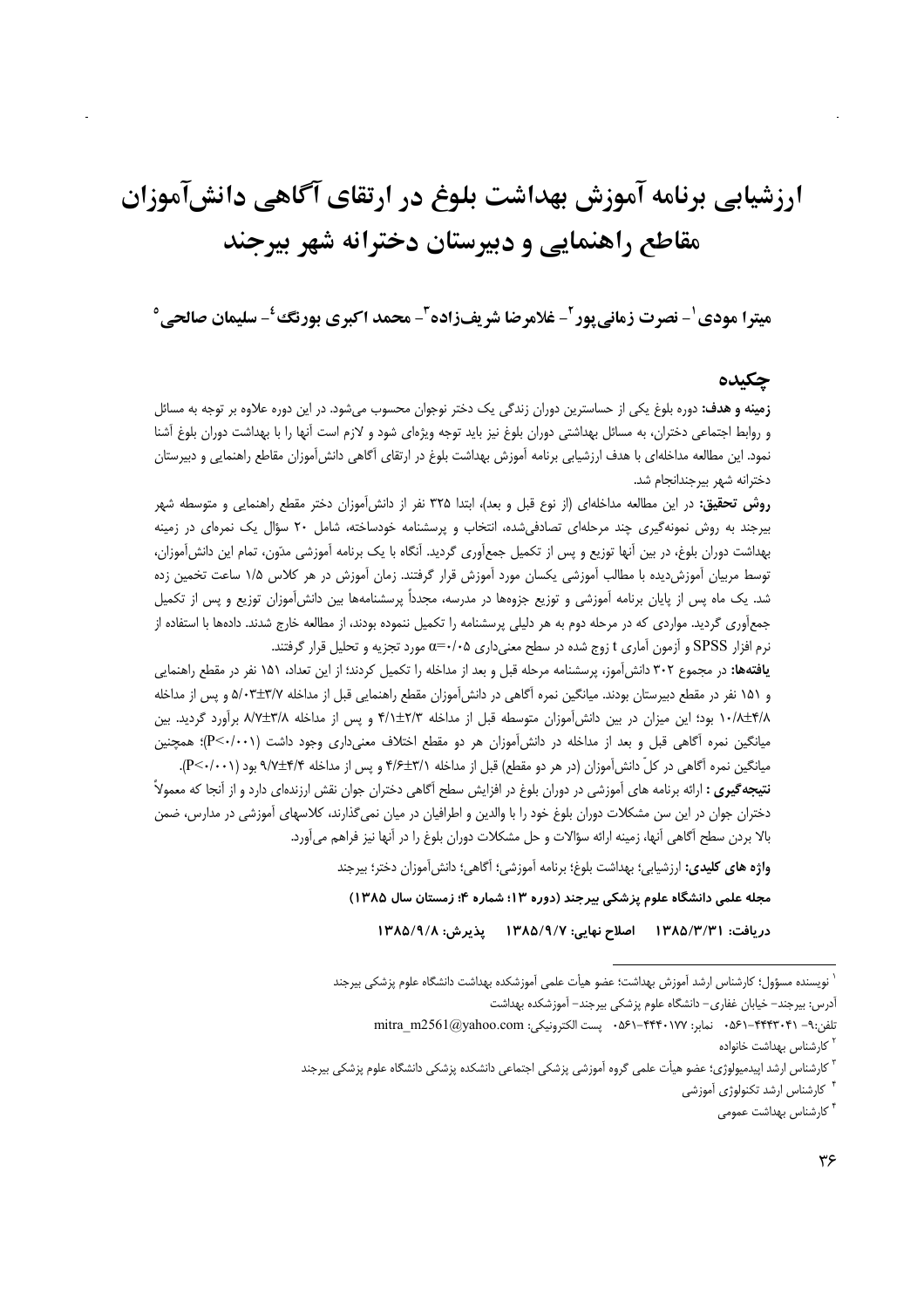# ارزشیابی برنامه آموزش بهداشت بلوغ در ارتقای آگاهی دانش‌آموزان مقاطع راهنمایی و دبیرستان دخترانه شهر بیرجند

**میترا مودی[1]- نصرت زمانی‌پور[2]- غلامرضا شریف‌زاده[3]- محمد اکبری بورنگ[4]- سلیمان صالحی[5]**

## چکیده

**زمینه و هدف:** دوره بلوغ یکی از حساسترین دوران زندگی یک دختر نوجوان محسوب می‌شود. در این دوره علاوه بر توجه به مسائل و روابط اجتماعی دختران، به مسائل بهداشتی دوران بلوغ نیز باید توجه ویژه‌ای شود و لازم است آنها را با بهداشت دوران بلوغ آشنا نمود. این مطالعه مداخله‌ای با هدف ارزشیابی برنامه آموزش بهداشت بلوغ در ارتقای آگاهی دانش‌آموزان مقاطع راهنمایی و دبیرستان دخترانه شهر بیرجندانجام شد.

**روش تحقیق:** در این مطالعه مداخله‌ای (از نوع قبل و بعد)، ابتدا ۳۲۵ نفر از دانش‌آموزان دختر مقطع راهنمایی و متوسطه شهر بیرجند به روش نمونه‌گیری چند مرحله‌ای تصادفی‌شده، انتخاب و پرسشنامه خودساخته، شامل ۲۰ سؤال یک نمره‌ای در زمینه بهداشت دوران بلوغ، در بین آنها توزیع و پس از تکمیل جمع‌آوری گردید. آنگاه با یک برنامه آموزشی مدّون، تمام این دانش‌آموزان، توسط مربیان آموزش‌دیده با مطالب آموزشی یکسان مورد آموزش قرار گرفتند. زمان آموزش در هر کلاس ۱/۵ ساعت تخمین زده شد. یک ماه پس از پایان برنامه آموزشی و توزیع جزوه‌ها در مدرسه، مجدداً پرسشنامه‌ها بین دانش‌آموزان توزیع و پس از تکمیل جمع‌آوری گردید. مواردی که در مرحله دوم به هر دلیلی پرسشنامه را تکمیل ننموده بودند، از مطالعه خارج شدند. داده‌ها با استفاده از نرم افزار SPSS و آزمون آماری t زوج شده در سطح معنی‌داری $\alpha=0.05$ مورد تجزیه و تحلیل قرار گرفتند.

**یافته‌ها:** در مجموع ۳۰۲ دانش‌آموز، پرسشنامه مرحله قبل و بعد از مداخله را تکمیل کردند؛ از این تعداد، ۱۵۱ نفر در مقطع راهنمایی و ۱۵۱ نفر در مقطع دبیرستان بودند. میانگین نمره آگاهی در دانش‌آموزان مقطع راهنمایی قبل از مداخله ۵/۰۳±۳/۷ و پس از مداخله ۱۰/۸±۴/۸ بود؛ این میزان در بین دانش‌آموزان متوسطه قبل از مداخله ۴/۱±۲/۳ و پس از مداخله ۸/۷±۳/۸ برآورد گردید. بین میانگین نمره آگاهی قبل و بعد از مداخله در دانش‌آموزان هر دو مقطع اختلاف معنی‌داری وجود داشت ($P<0.001$)؛ همچنین میانگین نمره آگاهی در کلّ دانش‌آموزان (در هر دو مقطع) قبل از مداخله ۴/۶±۳/۱ و پس از مداخله ۹/۷±۴/۴ بود ($P<0.001$).

**نتیجه‌گیری:** ارائه برنامه های آموزشی در دوران بلوغ در افزایش سطح آگاهی دختران جوان نقش ارزنده‌ای دارد و از آنجا که معمولاً دختران جوان در این سن مشکلات دوران بلوغ خود را با والدین و اطرافیان در میان نمی‌گذارند، کلاسهای آموزشی در مدارس، ضمن بالا بردن سطح آگاهی آنها، زمینه ارائه سؤالات و حل مشکلات دوران بلوغ را در آنها نیز فراهم می‌آورد.

**واژه های کلیدی:** ارزشیابی؛ بهداشت بلوغ؛ برنامه آموزشی؛ آگاهی؛ دانش‌آموزان دختر؛ بیرجند

**مجله علمی دانشگاه علوم پزشکی بیرجند (دوره ۱۳؛ شماره ۴؛ زمستان سال ۱۳۸۵)**

**دریافت: ۱۳۸۵/۳/۳۱ اصلاح نهایی: ۱۳۸۵/۹/۷ پذیرش: ۱۳۸۵/۹/۸**

---

[1] نویسنده مسؤول؛ کارشناس ارشد آموزش بهداشت؛ عضو هیأت علمی آموزشکده بهداشت دانشگاه علوم پزشکی بیرجند
آدرس: بیرجند- خیابان غفاری- دانشگاه علوم پزشکی بیرجند- آموزشکده بهداشت
تلفن:۹- ۴۴۴۳۰۴۱-۰۵۶۱ نمابر: ۴۴۴۰۱۷۷-۰۵۶۱ پست الکترونیکی: mitra_m2561@yahoo.com

[2] کارشناس بهداشت خانواده

[3] کارشناس ارشد اپیدمیولوژی؛ عضو هیأت علمی گروه آموزشی پزشکی اجتماعی دانشکده پزشکی دانشگاه علوم پزشکی بیرجند

[4] کارشناس ارشد تکنولوژی آموزشی

[5] کارشناس بهداشت عمومی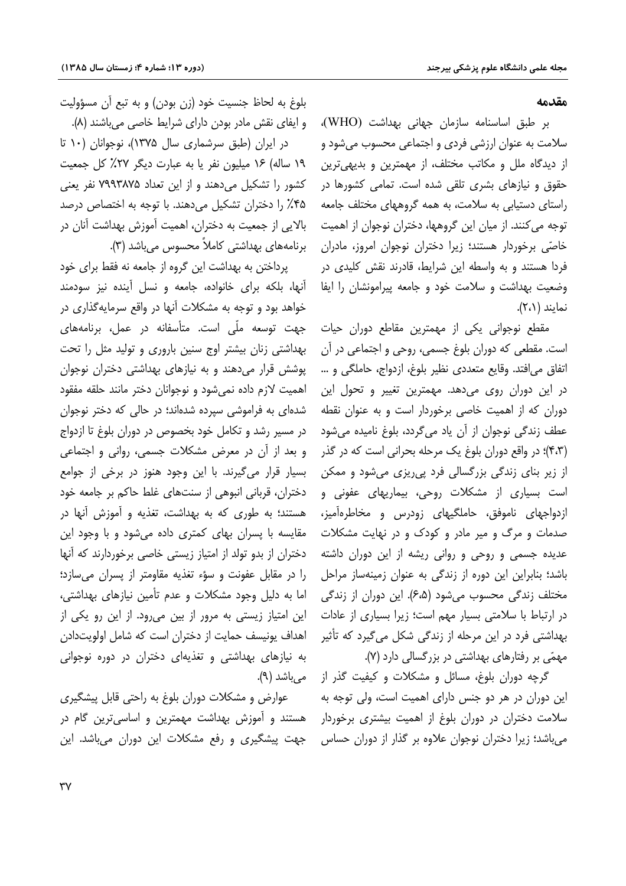## مقدمه

بر طبق اساسنامه سازمان جهانی بهداشت (WHO)، سلامت به عنوان ارزشی فردی و اجتماعی محسوب می‌شود و از دیدگاه ملل و مکاتب مختلف، از مهمترین و بدیهی‌ترین حقوق و نیازهای بشری تلقی شده است. تمامی کشورها در راستای دستیابی به سلامت، به همه گروههای مختلف جامعه توجه می‌کنند. از میان این گروهها، دختران نوجوان از اهمیت خاصّی برخوردار هستند؛ زیرا دختران نوجوان امروز، مادران فردا هستند و به واسطه این شرایط، قادرند نقش کلیدی در وضعیت بهداشت و سلامت خود و جامعه پیرامونشان را ایفا نمایند (۲،۱).

مقطع نوجوانی یکی از مهمترین مقاطع دوران حیات است. مقطعی که دوران بلوغ جسمی، روحی و اجتماعی در آن اتفاق می‌افتد. وقایع متعددی نظیر بلوغ، ازدواج، حاملگی و ... در این دوران روی می‌دهد. مهمترین تغییر و تحول این دوران که از اهمیت خاصی برخوردار است و به عنوان نقطه عطف زندگی نوجوان از آن یاد می‌گردد، بلوغ نامیده می‌شود (۴،۳)؛ در واقع دوران بلوغ یک مرحله بحرانی است که در گذر از زیر بنای زندگی بزرگسالی فرد پی‌ریزی می‌شود و ممکن است بسیاری از مشکلات روحی، بیماریهای عفونی و ازدواجهای ناموفق، حاملگیهای زودرس و مخاطره‌آمیز، صدمات و مرگ و میر مادر و کودک و در نهایت مشکلات عدیده جسمی و روحی و روانی ریشه از این دوران داشته باشد؛ بنابراین این دوره از زندگی به عنوان زمینه‌ساز مراحل مختلف زندگی محسوب می‌شود (۶،۵). این دوران از زندگی در ارتباط با سلامتی بسیار مهم است؛ زیرا بسیاری از عادات بهداشتی فرد در این مرحله از زندگی شکل می‌گیرد که تأثیر مهمّی بر رفتارهای بهداشتی در بزرگسالی دارد (۷).

گرچه دوران بلوغ، مسائل و مشکلات و کیفیت گذر از این دوران در هر دو جنس دارای اهمیت است، ولی توجه به سلامت دختران در دوران بلوغ از اهمیت بیشتری برخوردار می‌باشد؛ زیرا دختران نوجوان علاوه بر گذار از دوران حساس بلوغ به لحاظ جنسیت خود (زن بودن) و به تبع آن مسؤولیت و ایفای نقش مادر بودن دارای شرایط خاصی می‌باشند (۸).

در ایران (طبق سرشماری سال ۱۳۷۵)، نوجوانان (۱۰ تا ۱۹ ساله) ۱۶ میلیون نفر یا به عبارت دیگر ۲۷٪ کل جمعیت کشور را تشکیل می‌دهند و از این تعداد ۷۹۹۳۸۷۵ نفر یعنی ۴۵٪ را دختران تشکیل می‌دهند. با توجه به اختصاص درصد بالایی از جمعیت به دختران، اهمیت آموزش بهداشت آنان در برنامه‌های بهداشتی کاملاً محسوس می‌باشد (۳).

پرداختن به بهداشت این گروه از جامعه نه فقط برای خود آنها، بلکه برای خانواده، جامعه و نسل آینده نیز سودمند خواهد بود و توجه به مشکلات آنها در واقع سرمایه‌گذاری در جهت توسعه ملّی است. متأسفانه در عمل، برنامه‌های بهداشتی زنان بیشتر اوج سنین باروری و تولید مثل را تحت پوشش قرار می‌دهند و به نیازهای بهداشتی دختران نوجوان اهمیت لازم داده نمی‌شود و نوجوانان دختر مانند حلقه مفقود شده‌ای به فراموشی سپرده شده‌اند؛ در حالی که دختر نوجوان در مسیر رشد و تکامل خود بخصوص در دوران بلوغ تا ازدواج و بعد از آن در معرض مشکلات جسمی، روانی و اجتماعی بسیار قرار می‌گیرند. با این وجود هنوز در برخی از جوامع دختران، قربانی انبوهی از سنت‌های غلط حاکم بر جامعه خود هستند؛ به طوری که به بهداشت، تغذیه و آموزش آنها در مقایسه با پسران بهای کمتری داده می‌شود و با وجود این دختران از بدو تولد از امتیاز زیستی خاصی برخوردارند که آنها را در مقابل عفونت و سوء تغذیه مقاومتر از پسران می‌سازد؛ اما به دلیل وجود مشکلات و عدم تأمین نیازهای بهداشتی، این امتیاز زیستی به مرور از بین می‌رود. از این رو یکی از اهداف یونیسف حمایت از دختران است که شامل اولویت‌دادن به نیازهای بهداشتی و تغذیه‌ای دختران در دوره نوجوانی می‌باشد (۹).

عوارض و مشکلات دوران بلوغ به راحتی قابل پیشگیری هستند و آموزش بهداشت مهمترین و اساسی‌ترین گام در جهت پیشگیری و رفع مشکلات این دوران می‌باشد. این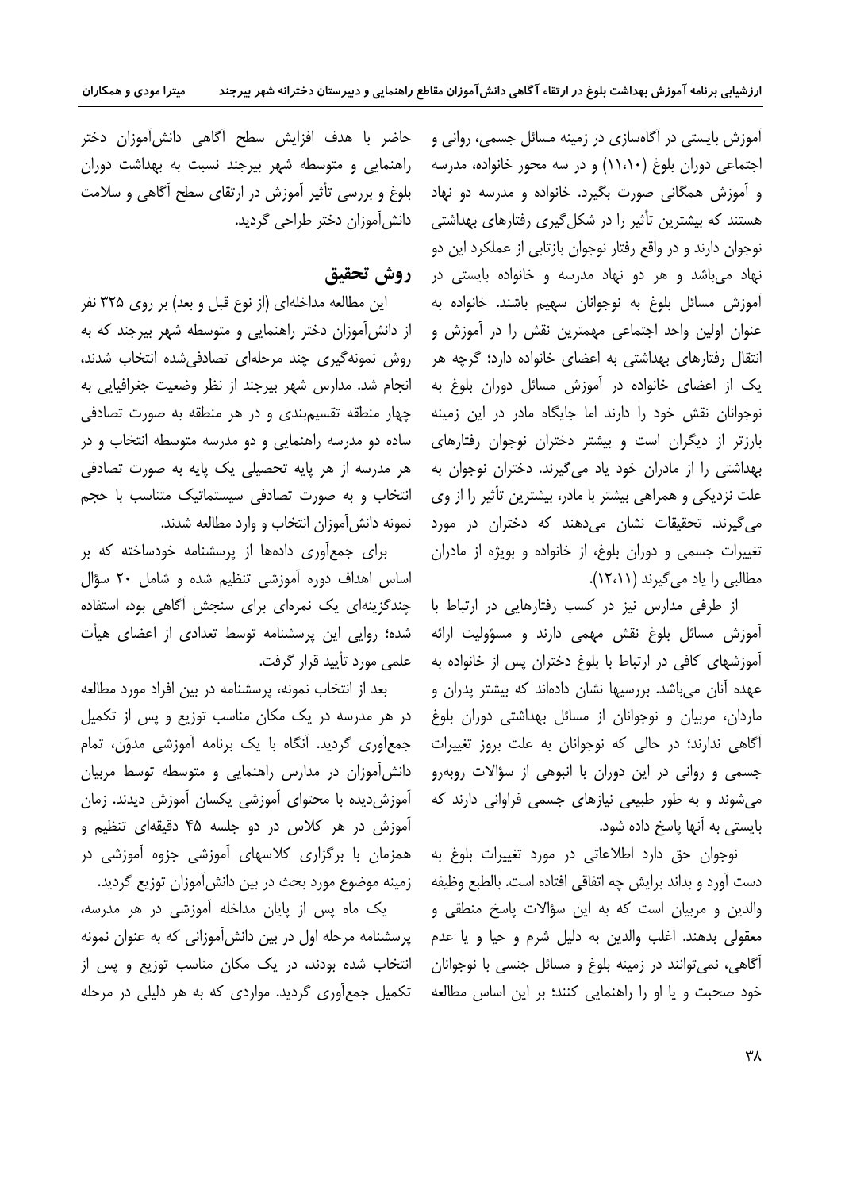آموزش بایستی در آگاه‌سازی در زمینه مسائل جسمی، روانی و اجتماعی دوران بلوغ (۱۱،۱۰) و در سه محور خانواده، مدرسه و آموزش همگانی صورت بگیرد. خانواده و مدرسه دو نهاد هستند که بیشترین تأثیر را در شکل‌گیری رفتارهای بهداشتی نوجوان دارند و در واقع رفتار نوجوان بازتابی از عملکرد این دو نهاد می‌باشد و هر دو نهاد مدرسه و خانواده بایستی در آموزش مسائل بلوغ به نوجوانان سهیم باشند. خانواده به عنوان اولین واحد اجتماعی مهمترین نقش را در آموزش و انتقال رفتارهای بهداشتی به اعضای خانواده دارد؛ گرچه هر یک از اعضای خانواده در آموزش مسائل دوران بلوغ به نوجوانان نقش خود را دارند اما جایگاه مادر در این زمینه بارزتر از دیگران است و بیشتر دختران نوجوان رفتارهای بهداشتی را از مادران خود یاد می‌گیرند. دختران نوجوان به علت نزدیکی و همراهی بیشتر با مادر، بیشترین تأثیر را از وی می‌گیرند. تحقیقات نشان می‌دهند که دختران در مورد تغییرات جسمی و دوران بلوغ، از خانواده و بویژه از مادران مطالبی را یاد می‌گیرند (۱۲،۱۱).

از طرفی مدارس نیز در کسب رفتارهایی در ارتباط با آموزش مسائل بلوغ نقش مهمی دارند و مسؤولیت ارائه آموزشهای کافی در ارتباط با بلوغ دختران پس از خانواده به عهده آنان می‌باشد. بررسیها نشان داده‌اند که بیشتر پدران و ماردان، مربیان و نوجوانان از مسائل بهداشتی دوران بلوغ آگاهی ندارند؛ در حالی که نوجوانان به علت بروز تغییرات جسمی و روانی در این دوران با انبوهی از سؤالات روبه‌رو می‌شوند و به طور طبیعی نیازهای جسمی فراوانی دارند که بایستی به آنها پاسخ داده شود.

نوجوان حق دارد اطلاعاتی در مورد تغییرات بلوغ به دست آورد و بداند برایش چه اتفاقی افتاده است. بالطبع وظیفه والدین و مربیان است که به این سؤالات پاسخ منطقی و معقولی بدهند. اغلب والدین به دلیل شرم و حیا و یا عدم آگاهی، نمی‌توانند در زمینه بلوغ و مسائل جنسی با نوجوانان خود صحبت و یا او را راهنمایی کنند؛ بر این اساس مطالعه حاضر با هدف افزایش سطح آگاهی دانش‌آموزان دختر راهنمایی و متوسطه شهر بیرجند نسبت به بهداشت دوران بلوغ و بررسی تأثیر آموزش در ارتقای سطح آگاهی و سلامت دانش‌آموزان دختر طراحی گردید.

## روش تحقیق

این مطالعه مداخله‌ای (از نوع قبل و بعد) بر روی ۳۲۵ نفر از دانش‌آموزان دختر راهنمایی و متوسطه شهر بیرجند که به روش نمونه‌گیری چند مرحله‌ای تصادفی‌شده انتخاب شدند، انجام شد. مدارس شهر بیرجند از نظر وضعیت جغرافیایی به چهار منطقه تقسیم‌بندی و در هر منطقه به صورت تصادفی ساده دو مدرسه راهنمایی و دو مدرسه متوسطه انتخاب و در هر مدرسه از هر پایه تحصیلی یک پایه به صورت تصادفی انتخاب و به صورت تصادفی سیستماتیک متناسب با حجم نمونه دانش‌آموزان انتخاب و وارد مطالعه شدند.

برای جمع‌آوری داده‌ها از پرسشنامه خودساخته که بر اساس اهداف دوره آموزشی تنظیم شده و شامل ۲۰ سؤال چندگزینه‌ای یک نمره‌ای برای سنجش آگاهی بود، استفاده شده؛ روایی این پرسشنامه توسط تعدادی از اعضای هیأت علمی مورد تأیید قرار گرفت.

بعد از انتخاب نمونه، پرسشنامه در بین افراد مورد مطالعه در هر مدرسه در یک مکان مناسب توزیع و پس از تکمیل جمع‌آوری گردید. آنگاه با یک برنامه آموزشی مدوّن، تمام دانش‌آموزان در مدارس راهنمایی و متوسطه توسط مربیان آموزش‌دیده با محتوای آموزشی یکسان آموزش دیدند. زمان آموزش در هر کلاس در دو جلسه ۴۵ دقیقه‌ای تنظیم و همزمان با برگزاری کلاسهای آموزشی جزوه آموزشی در زمینه موضوع مورد بحث در بین دانش‌آموزان توزیع گردید.

یک ماه پس از پایان مداخله آموزشی در هر مدرسه، پرسشنامه مرحله اول در بین دانش‌آموزانی که به عنوان نمونه انتخاب شده بودند، در یک مکان مناسب توزیع و پس از تکمیل جمع‌آوری گردید. مواردی که به هر دلیلی در مرحله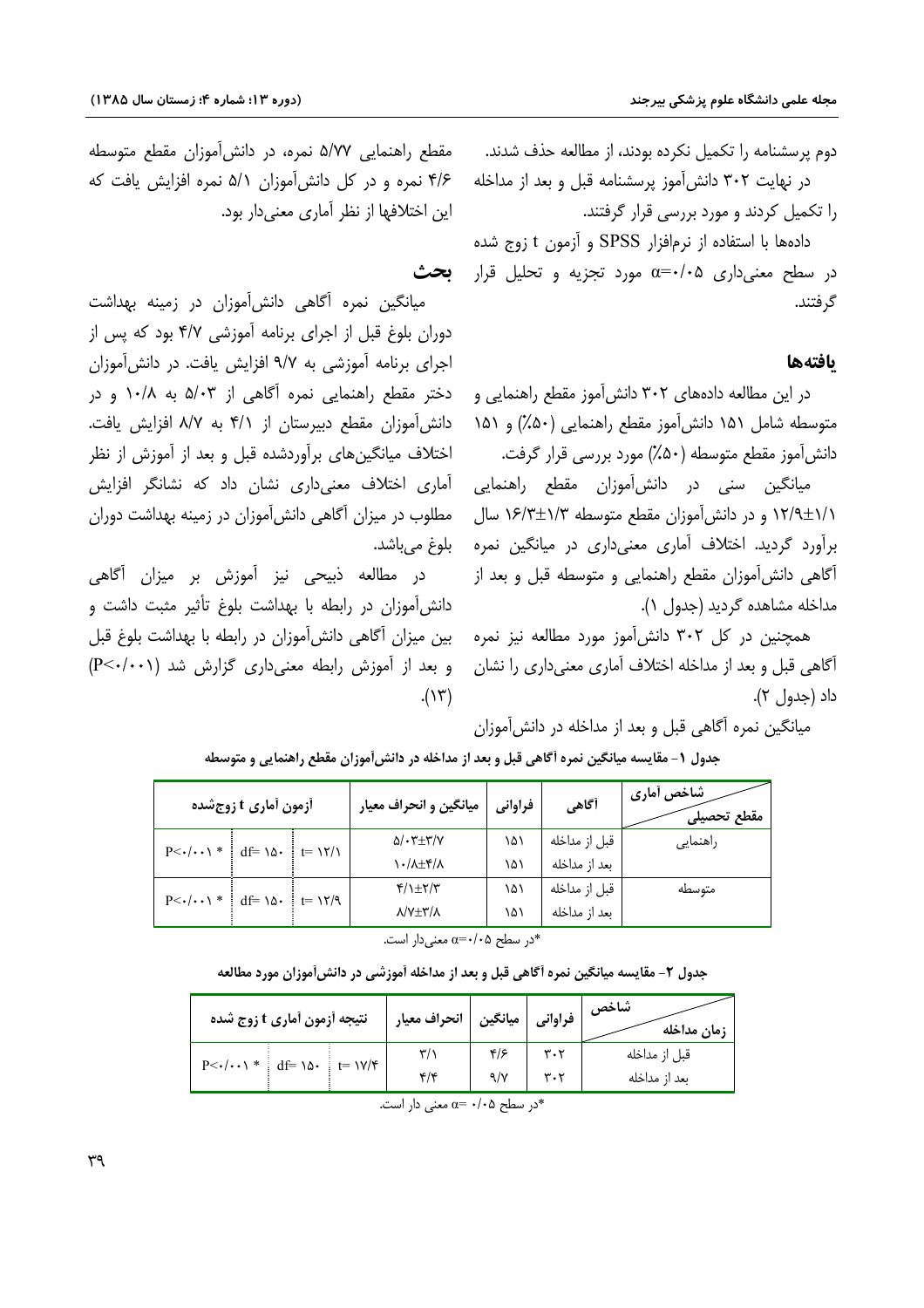دوم پرسشنامه را تکمیل نکرده بودند، از مطالعه حذف شدند.

در نهایت ۳۰۲ دانش‌آموز پرسشنامه قبل و بعد از مداخله را تکمیل کردند و مورد بررسی قرار گرفتند.

داده‌ها با استفاده از نرم‌افزار SPSS و آزمون t زوج شده در سطح معنی‌داری $\alpha$=۰/۰۵ مورد تجزیه و تحلیل قرار گرفتند.

## یافته‌ها

در این مطالعه داده‌های ۳۰۲ دانش‌آموز مقطع راهنمایی و متوسطه شامل ۱۵۱ دانش‌آموز مقطع راهنمایی (۵۰٪) و ۱۵۱ دانش‌آموز مقطع متوسطه (۵۰٪) مورد بررسی قرار گرفت.

میانگین سنی در دانش‌آموزان مقطع راهنمایی ۱/۱±۱۲/۹ و در دانش‌آموزان مقطع متوسطه ۱/۳±۱۶/۳ سال برآورد گردید. اختلاف آماری معنی‌داری در میانگین نمره آگاهی دانش‌آموزان مقطع راهنمایی و متوسطه قبل و بعد از مداخله مشاهده گردید (جدول ۱).

همچنین در کل ۳۰۲ دانش‌آموز مورد مطالعه نیز نمره آگاهی قبل و بعد از مداخله اختلاف آماری معنی‌داری را نشان داد (جدول ۲).

میانگین نمره آگاهی قبل و بعد از مداخله در دانش‌آموزان مقطع راهنمایی ۵/۷۷ نمره، در دانش‌آموزان مقطع متوسطه ۴/۶ نمره و در کل دانش‌آموزان ۵/۱ نمره افزایش یافت که این اختلافها از نظر آماری معنی‌دار بود.

**جدول ۱- مقایسه میانگین نمره آگاهی قبل و بعد از مداخله در دانش‌آموزان مقطع راهنمایی و متوسطه**

| شاخص آماری / مقطع تحصیلی | آگاهی | فراوانی | میانگین و انحراف معیار | آزمون آماری t زوج‌شده | | |
|---|---|---|---|---|---|---|
| راهنمایی | قبل از مداخله | ۱۵۱ | ۳/۷±۵/۰۳ | t= ۱۲/۱ | df= ۱۵۰ | P<۰/۰۰۱ * |
| | بعد از مداخله | ۱۵۱ | ۴/۸±۱۰/۸ | | | |
| متوسطه | قبل از مداخله | ۱۵۱ | ۲/۳±۴/۱ | t= ۱۲/۹ | df= ۱۵۰ | P<۰/۰۰۱ * |
| | بعد از مداخله | ۱۵۱ | ۳/۸±۸/۷ | | | |

*در سطح $\alpha$=۰/۰۵ معنی‌دار است.

**جدول ۲- مقایسه میانگین نمره آگاهی قبل و بعد از مداخله آموزشی در دانش‌آموزان مورد مطالعه**

| شاخص / زمان مداخله | فراوانی | میانگین | انحراف معیار | نتیجه آزمون آماری t زوج شده | | |
|---|---|---|---|---|---|---|
| قبل از مداخله | ۳۰۲ | ۴/۶ | ۳/۱ | t= ۱۷/۴ | df= ۱۵۰ | P<۰/۰۰۱ * |
| بعد از مداخله | ۳۰۲ | ۹/۷ | ۴/۴ | | | |

*در سطح $\alpha$= ۰/۰۵ معنی دار است.

## بحث

میانگین نمره آگاهی دانش‌آموزان در زمینه بهداشت دوران بلوغ قبل از اجرای برنامه آموزشی ۴/۷ بود که پس از اجرای برنامه آموزشی به ۹/۷ افزایش یافت. در دانش‌آموزان دختر مقطع راهنمایی نمره آگاهی از ۵/۰۳ به ۱۰/۸ و در دانش‌آموزان مقطع دبیرستان از ۴/۱ به ۸/۷ افزایش یافت. اختلاف میانگین‌های برآوردشده قبل و بعد از آموزش از نظر آماری اختلاف معنی‌داری نشان داد که نشانگر افزایش مطلوب در میزان آگاهی دانش‌آموزان در زمینه بهداشت دوران بلوغ می‌باشد.

در مطالعه ذبیحی نیز آموزش بر میزان آگاهی دانش‌آموزان در رابطه با بهداشت بلوغ تأثیر مثبت داشت و بین میزان آگاهی دانش‌آموزان در رابطه با بهداشت بلوغ قبل و بعد از آموزش رابطه معنی‌داری گزارش شد (P<۰/۰۰۱) (۱۳).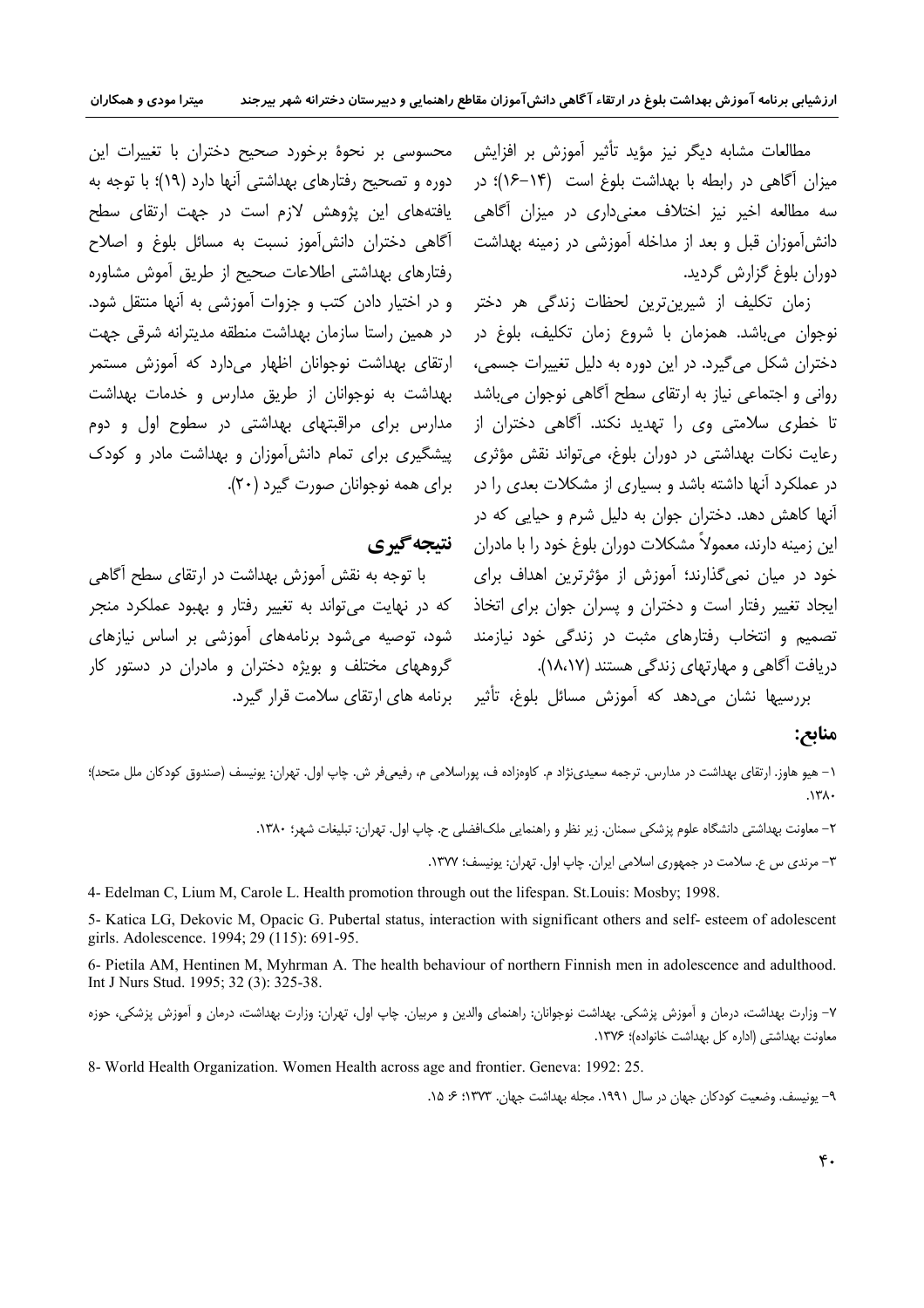مطالعات مشابه دیگر نیز مؤید تأثیر آموزش بر افزایش میزان آگاهی در رابطه با بهداشت بلوغ است (۱۴-۱۶)؛ در سه مطالعه اخیر نیز اختلاف معنی‌داری در میزان آگاهی دانش‌آموزان قبل و بعد از مداخله آموزشی در زمینه بهداشت دوران بلوغ گزارش گردید.

زمان تکلیف از شیرین‌ترین لحظات زندگی هر دختر نوجوان می‌باشد. همزمان با شروع زمان تکلیف، بلوغ در دختران شکل می‌گیرد. در این دوره به دلیل تغییرات جسمی، روانی و اجتماعی نیاز به ارتقای سطح آگاهی نوجوان می‌باشد تا خطری سلامتی وی را تهدید نکند. آگاهی دختران از رعایت نکات بهداشتی در دوران بلوغ، می‌تواند نقش مؤثری در عملکرد آنها داشته باشد و بسیاری از مشکلات بعدی را در آنها کاهش دهد. دختران جوان به دلیل شرم و حیایی که در این زمینه دارند، معمولاً مشکلات دوران بلوغ خود را با مادران خود در میان نمی‌گذارند؛ آموزش از مؤثرترین اهداف برای ایجاد تغییر رفتار است و دختران و پسران جوان برای اتخاذ تصمیم و انتخاب رفتارهای مثبت در زندگی خود نیازمند دریافت آگاهی و مهارتهای زندگی هستند (۱۷،۱۸).

بررسیها نشان می‌دهد که آموزش مسائل بلوغ، تأثیر محسوسی بر نحوهٔ برخورد صحیح دختران با تغییرات این دوره و تصحیح رفتارهای بهداشتی آنها دارد (۱۹)؛ با توجه به یافته‌های این پژوهش لازم است در جهت ارتقای سطح آگاهی دختران دانش‌آموز نسبت به مسائل بلوغ و اصلاح رفتارهای بهداشتی اطلاعات صحیح از طریق آموش مشاوره و در اختیار دادن کتب و جزوات آموزشی به آنها منتقل شود. در همین راستا سازمان بهداشت منطقه مدیترانه شرقی جهت ارتقای بهداشت نوجوانان اظهار می‌دارد که آموزش مستمر بهداشت به نوجوانان از طریق مدارس و خدمات بهداشت مدارس برای مراقبتهای بهداشتی در سطوح اول و دوم پیشگیری برای تمام دانش‌آموزان و بهداشت مادر و کودک برای همه نوجوانان صورت گیرد (۲۰).

## نتیجه‌گیری

با توجه به نقش آموزش بهداشت در ارتقای سطح آگاهی که در نهایت می‌تواند به تغییر رفتار و بهبود عملکرد منجر شود، توصیه می‌شود برنامه‌های آموزشی بر اساس نیازهای گروههای مختلف و بویژه دختران و مادران در دستور کار برنامه های ارتقای سلامت قرار گیرد.

## منابع:

۱- هیو هاوز. ارتقای بهداشت در مدارس. ترجمه سعیدی‌نژاد م. کاوه‌زاده ف، پوراسلامی م، رفیعی‌فر ش. چاپ اول. تهران: یونیسف (صندوق کودکان ملل متحد)؛ ۱۳۸۰.

۲- معاونت بهداشتی دانشگاه علوم پزشکی سمنان. زیر نظر و راهنمایی ملک‌افضلی ح. چاپ اول. تهران: تبلیغات شهر؛ ۱۳۸۰.

۳- مرندی س ع. سلامت در جمهوری اسلامی ایران. چاپ اول. تهران: یونیسف؛ ۱۳۷۷.

4- Edelman C, Lium M, Carole L. Health promotion through out the lifespan. St.Louis: Mosby; 1998.

5- Katica LG, Dekovic M, Opacic G. Pubertal status, interaction with significant others and self- esteem of adolescent girls. Adolescence. 1994; 29 (115): 691-95.

6- Pietila AM, Hentinen M, Myhrman A. The health behaviour of northern Finnish men in adolescence and adulthood. Int J Nurs Stud. 1995; 32 (3): 325-38.

۷- وزارت بهداشت، درمان و آموزش پزشکی. بهداشت نوجوانان: راهنمای والدین و مربیان. چاپ اول، تهران: وزارت بهداشت، درمان و آموزش پزشکی، حوزه معاونت بهداشتی (اداره کل بهداشت خانواده)؛ ۱۳۷۶.

8- World Health Organization. Women Health across age and frontier. Geneva: 1992: 25.

۹- یونیسف. وضعیت کودکان جهان در سال ۱۹۹۱. مجله بهداشت جهان. ۱۳۷۳؛ ۶: ۱۵.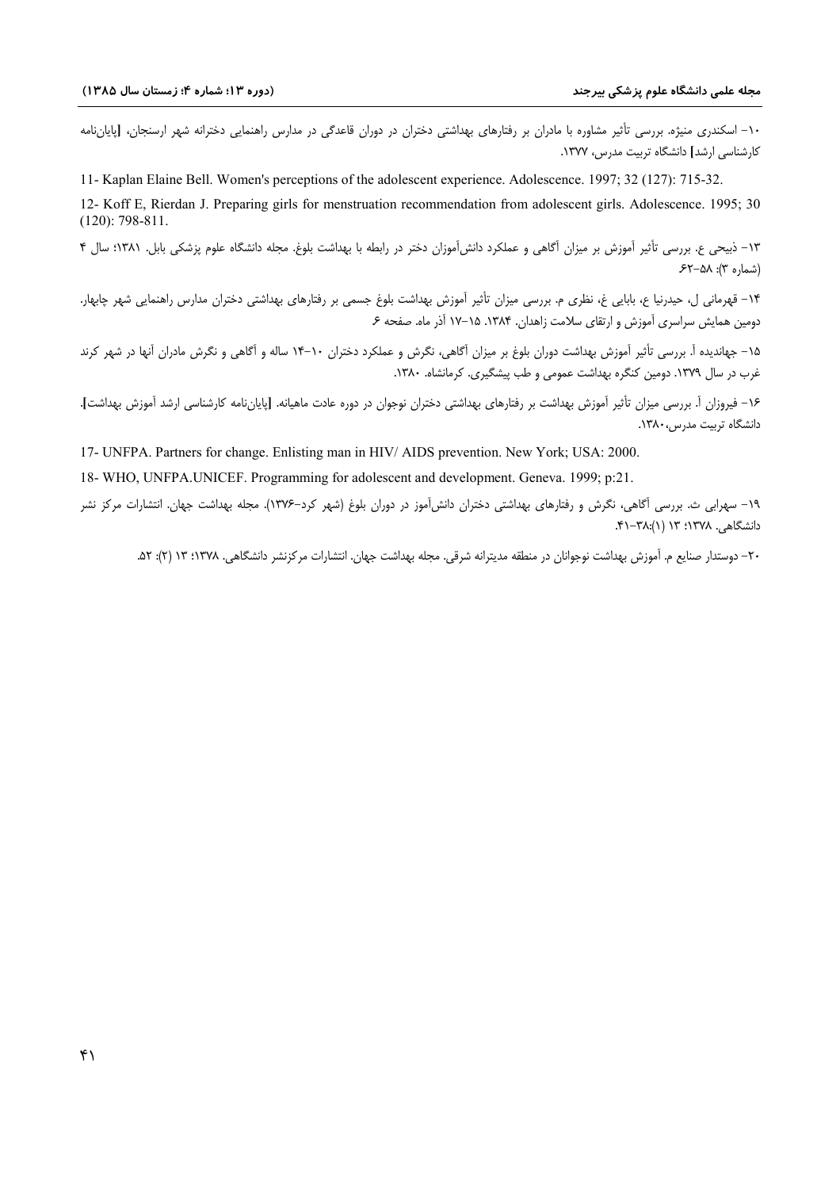۱۰- اسکندری منیژه. بررسی تأثیر مشاوره با مادران بر رفتارهای بهداشتی دختران در دوران قاعدگی در مدارس راهنمایی دخترانه شهر ارسنجان، [پایان‌نامه کارشناسی ارشد] دانشگاه تربیت مدرس، ۱۳۷۷.

11- Kaplan Elaine Bell. Women's perceptions of the adolescent experience. Adolescence. 1997; 32 (127): 715-32.

12- Koff E, Rierdan J. Preparing girls for menstruation recommendation from adolescent girls. Adolescence. 1995; 30 (120): 798-811.

۱۳- ذبیحی ع. بررسی تأثیر آموزش بر میزان آگاهی و عملکرد دانش‌آموزان دختر در رابطه با بهداشت بلوغ. مجله دانشگاه علوم پزشکی بابل. ۱۳۸۱؛ سال ۴ (شماره ۳): ۵۸-۶۲.

۱۴- قهرمانی ل، حیدرنیا ع، بابایی غ، نظری م. بررسی میزان تأثیر آموزش بهداشت بلوغ جسمی بر رفتارهای بهداشتی دختران مدارس راهنمایی شهر چابهار. دومین همایش سراسری آموزش و ارتقای سلامت زاهدان. ۱۳۸۴. ۱۵-۱۷ آذر ماه. صفحه ۶

۱۵- جهاندیده آ. بررسی تأثیر آموزش بهداشت دوران بلوغ بر میزان آگاهی، نگرش و عملکرد دختران ۱۰-۱۴ ساله و آگاهی و نگرش مادران آنها در شهر کرند غرب در سال ۱۳۷۹. دومین کنگره بهداشت عمومی و طب پیشگیری. کرمانشاه. ۱۳۸۰.

۱۶- فیروزان آ. بررسی میزان تأثیر آموزش بهداشت بر رفتارهای بهداشتی دختران نوجوان در دوره عادت ماهیانه. [پایان‌نامه کارشناسی ارشد آموزش بهداشت]. دانشگاه تربیت مدرس، ۱۳۸۰.

17- UNFPA. Partners for change. Enlisting man in HIV/ AIDS prevention. New York; USA: 2000.

18- WHO, UNFPA.UNICEF. Programming for adolescent and development. Geneva. 1999; p:21.

۱۹- سهرابی ث. بررسی آگاهی، نگرش و رفتارهای بهداشتی دختران دانش‌آموز در دوران بلوغ (شهر کرد-۱۳۷۶). مجله بهداشت جهان. انتشارات مرکز نشر دانشگاهی. ۱۳۷۸؛ ۱۳ (۱):۳۸-۴۱.

۲۰- دوستدار صنایع م. آموزش بهداشت نوجوانان در منطقه مدیترانه شرقی. مجله بهداشت جهان. انتشارات مرکزنشر دانشگاهی. ۱۳۷۸؛ ۱۳ (۲): ۵۲.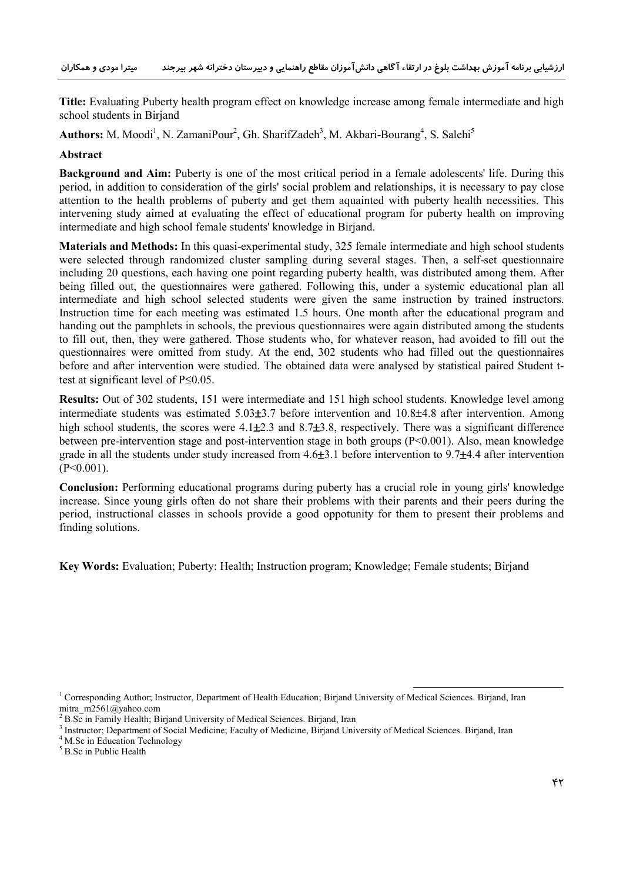**Title:** Evaluating Puberty health program effect on knowledge increase among female intermediate and high school students in Birjand

**Authors:** M. Moodi[1], N. ZamaniPour[2], Gh. SharifZadeh[3], M. Akbari-Bourang[4], S. Salehi[5]

**Abstract**

**Background and Aim:** Puberty is one of the most critical period in a female adolescents' life. During this period, in addition to consideration of the girls' social problem and relationships, it is necessary to pay close attention to the health problems of puberty and get them aquainted with puberty health necessities. This intervening study aimed at evaluating the effect of educational program for puberty health on improving intermediate and high school female students' knowledge in Birjand.

**Materials and Methods:** In this quasi-experimental study, 325 female intermediate and high school students were selected through randomized cluster sampling during several stages. Then, a self-set questionnaire including 20 questions, each having one point regarding puberty health, was distributed among them. After being filled out, the questionnaires were gathered. Following this, under a systemic educational plan all intermediate and high school selected students were given the same instruction by trained instructors. Instruction time for each meeting was estimated 1.5 hours. One month after the educational program and handing out the pamphlets in schools, the previous questionnaires were again distributed among the students to fill out, then, they were gathered. Those students who, for whatever reason, had avoided to fill out the questionnaires were omitted from study. At the end, 302 students who had filled out the questionnaires before and after intervention were studied. The obtained data were analysed by statistical paired Student t-test at significant level of $P \leq 0.05$.

**Results:** Out of 302 students, 151 were intermediate and 151 high school students. Knowledge level among intermediate students was estimated $5.03 \pm 3.7$ before intervention and $10.8 \pm 4.8$ after intervention. Among high school students, the scores were $4.1 \pm 2.3$ and $8.7 \pm 3.8$, respectively. There was a significant difference between pre-intervention stage and post-intervention stage in both groups ($P<0.001$). Also, mean knowledge grade in all the students under study increased from $4.6 \pm 3.1$ before intervention to $9.7 \pm 4.4$ after intervention ($P<0.001$).

**Conclusion:** Performing educational programs during puberty has a crucial role in young girls' knowledge increase. Since young girls often do not share their problems with their parents and their peers during the period, instructional classes in schools provide a good oppotunity for them to present their problems and finding solutions.

**Key Words:** Evaluation; Puberty: Health; Instruction program; Knowledge; Female students; Birjand

---

[1] Corresponding Author; Instructor, Department of Health Education; Birjand University of Medical Sciences. Birjand, Iran mitra_m2561@yahoo.com

[2] B.Sc in Family Health; Birjand University of Medical Sciences. Birjand, Iran

[3] Instructor; Department of Social Medicine; Faculty of Medicine, Birjand University of Medical Sciences. Birjand, Iran

[4] M.Sc in Education Technology

[5] B.Sc in Public Health